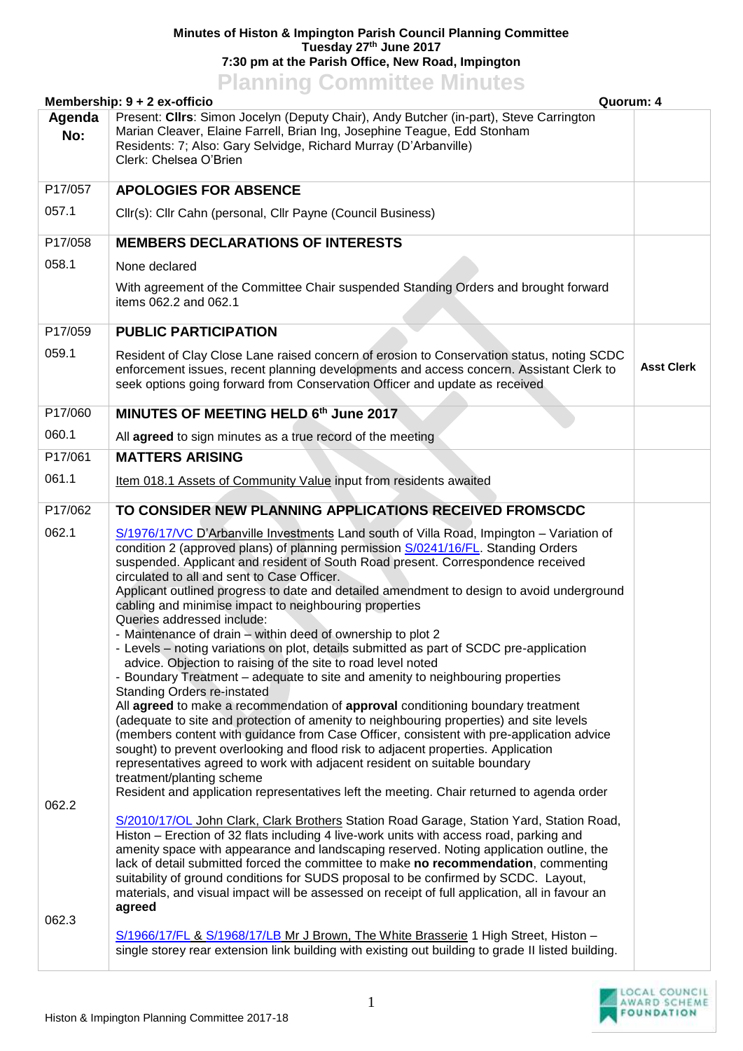**Minutes of Histon & Impington Parish Council Planning Committee**
**Tuesday 27th June 2017**
**7:30 pm at the Parish Office, New Road, Impington**

# Planning Committee Minutes

**Membership: 9 + 2 ex-officio** **Quorum: 4**

| Agenda No: | Present: **Cllrs**: Simon Jocelyn (Deputy Chair), Andy Butcher (in-part), Steve Carrington Marian Cleaver, Elaine Farrell, Brian Ing, Josephine Teague, Edd Stonham<br>Residents: 7; Also: Gary Selvidge, Richard Murray (D'Arbanville)<br>Clerk: Chelsea O'Brien | |
|---|---|---|
| P17/057 | **APOLOGIES FOR ABSENCE** | |
| 057.1 | Cllr(s): Cllr Cahn (personal, Cllr Payne (Council Business) | |
| P17/058 | **MEMBERS DECLARATIONS OF INTERESTS** | |
| 058.1 | None declared<br><br>With agreement of the Committee Chair suspended Standing Orders and brought forward items 062.2 and 062.1 | |
| P17/059 | **PUBLIC PARTICIPATION** | |
| 059.1 | Resident of Clay Close Lane raised concern of erosion to Conservation status, noting SCDC enforcement issues, recent planning developments and access concern. Assistant Clerk to seek options going forward from Conservation Officer and update as received | **Asst Clerk** |
| P17/060 | **MINUTES OF MEETING HELD 6th June 2017** | |
| 060.1 | All **agreed** to sign minutes as a true record of the meeting | |
| P17/061 | **MATTERS ARISING** | |
| 061.1 | Item 018.1 Assets of Community Value input from residents awaited | |
| P17/062 | **TO CONSIDER NEW PLANNING APPLICATIONS RECEIVED FROMSCDC** | |
| 062.1 | S/1976/17/VC D'Arbanville Investments Land south of Villa Road, Impington – Variation of condition 2 (approved plans) of planning permission S/0241/16/FL. Standing Orders suspended. Applicant and resident of South Road present. Correspondence received circulated to all and sent to Case Officer.<br>Applicant outlined progress to date and detailed amendment to design to avoid underground cabling and minimise impact to neighbouring properties<br>Queries addressed include:<br>- Maintenance of drain – within deed of ownership to plot 2<br>- Levels – noting variations on plot, details submitted as part of SCDC pre-application advice. Objection to raising of the site to road level noted<br>- Boundary Treatment – adequate to site and amenity to neighbouring properties<br>Standing Orders re-instated<br>All **agreed** to make a recommendation of **approval** conditioning boundary treatment (adequate to site and protection of amenity to neighbouring properties) and site levels (members content with guidance from Case Officer, consistent with pre-application advice sought) to prevent overlooking and flood risk to adjacent properties. Application representatives agreed to work with adjacent resident on suitable boundary treatment/planting scheme<br>Resident and application representatives left the meeting. Chair returned to agenda order | |
| 062.2 | S/2010/17/OL John Clark, Clark Brothers Station Road Garage, Station Yard, Station Road, Histon – Erection of 32 flats including 4 live-work units with access road, parking and amenity space with appearance and landscaping reserved. Noting application outline, the lack of detail submitted forced the committee to make **no recommendation**, commenting suitability of ground conditions for SUDS proposal to be confirmed by SCDC. Layout, materials, and visual impact will be assessed on receipt of full application, all in favour an **agreed** | |
| 062.3 | S/1966/17/FL & S/1968/17/LB Mr J Brown, The White Brasserie 1 High Street, Histon – single storey rear extension link building with existing out building to grade II listed building. | |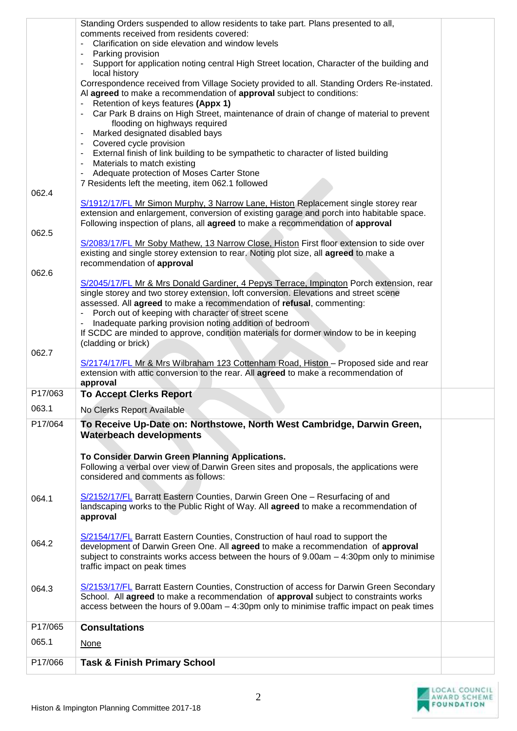| | | |
|---|---|---|
| | Standing Orders suspended to allow residents to take part. Plans presented to all, comments received from residents covered:<br>- Clarification on side elevation and window levels<br>- Parking provision<br>- Support for application noting central High Street location, Character of the building and local history<br>Correspondence received from Village Society provided to all. Standing Orders Re-instated. Al **agreed** to make a recommendation of **approval** subject to conditions:<br>- Retention of keys features **(Appx 1)**<br>- Car Park B drains on High Street, maintenance of drain of change of material to prevent flooding on highways required<br>- Marked designated disabled bays<br>- Covered cycle provision<br>- External finish of link building to be sympathetic to character of listed building<br>- Materials to match existing<br>- Adequate protection of Moses Carter Stone<br>7 Residents left the meeting, item 062.1 followed | |
| 062.4 | S/1912/17/FL Mr Simon Murphy, 3 Narrow Lane, Histon Replacement single storey rear extension and enlargement, conversion of existing garage and porch into habitable space. Following inspection of plans, all **agreed** to make a recommendation of **approval** | |
| 062.5 | S/2083/17/FL Mr Soby Mathew, 13 Narrow Close, Histon First floor extension to side over existing and single storey extension to rear. Noting plot size, all **agreed** to make a recommendation of **approval** | |
| 062.6 | S/2045/17/FL Mr & Mrs Donald Gardiner, 4 Pepys Terrace, Impington Porch extension, rear single storey and two storey extension, loft conversion. Elevations and street scene assessed. All **agreed** to make a recommendation of **refusal**, commenting:<br>- Porch out of keeping with character of street scene<br>- Inadequate parking provision noting addition of bedroom<br>If SCDC are minded to approve, condition materials for dormer window to be in keeping (cladding or brick) | |
| 062.7 | S/2174/17/FL Mr & Mrs Wilbraham 123 Cottenham Road, Histon – Proposed side and rear extension with attic conversion to the rear. All **agreed** to make a recommendation of **approval** | |
| P17/063 | **To Accept Clerks Report** | |
| 063.1 | No Clerks Report Available | |
| P17/064 | **To Receive Up-Date on: Northstowe, North West Cambridge, Darwin Green, Waterbeach developments**<br><br>**To Consider Darwin Green Planning Applications.**<br>Following a verbal over view of Darwin Green sites and proposals, the applications were considered and comments as follows: | |
| 064.1 | S/2152/17/FL Barratt Eastern Counties, Darwin Green One – Resurfacing of and landscaping works to the Public Right of Way. All **agreed** to make a recommendation of **approval** | |
| 064.2 | S/2154/17/FL Barratt Eastern Counties, Construction of haul road to support the development of Darwin Green One. All **agreed** to make a recommendation of **approval** subject to constraints works access between the hours of 9.00am – 4:30pm only to minimise traffic impact on peak times | |
| 064.3 | S/2153/17/FL Barratt Eastern Counties, Construction of access for Darwin Green Secondary School. All **agreed** to make a recommendation of **approval** subject to constraints works access between the hours of 9.00am – 4:30pm only to minimise traffic impact on peak times | |
| P17/065 | **Consultations** | |
| 065.1 | None | |
| P17/066 | **Task & Finish Primary School** | |

Histon & Impington Planning Committee 2017-18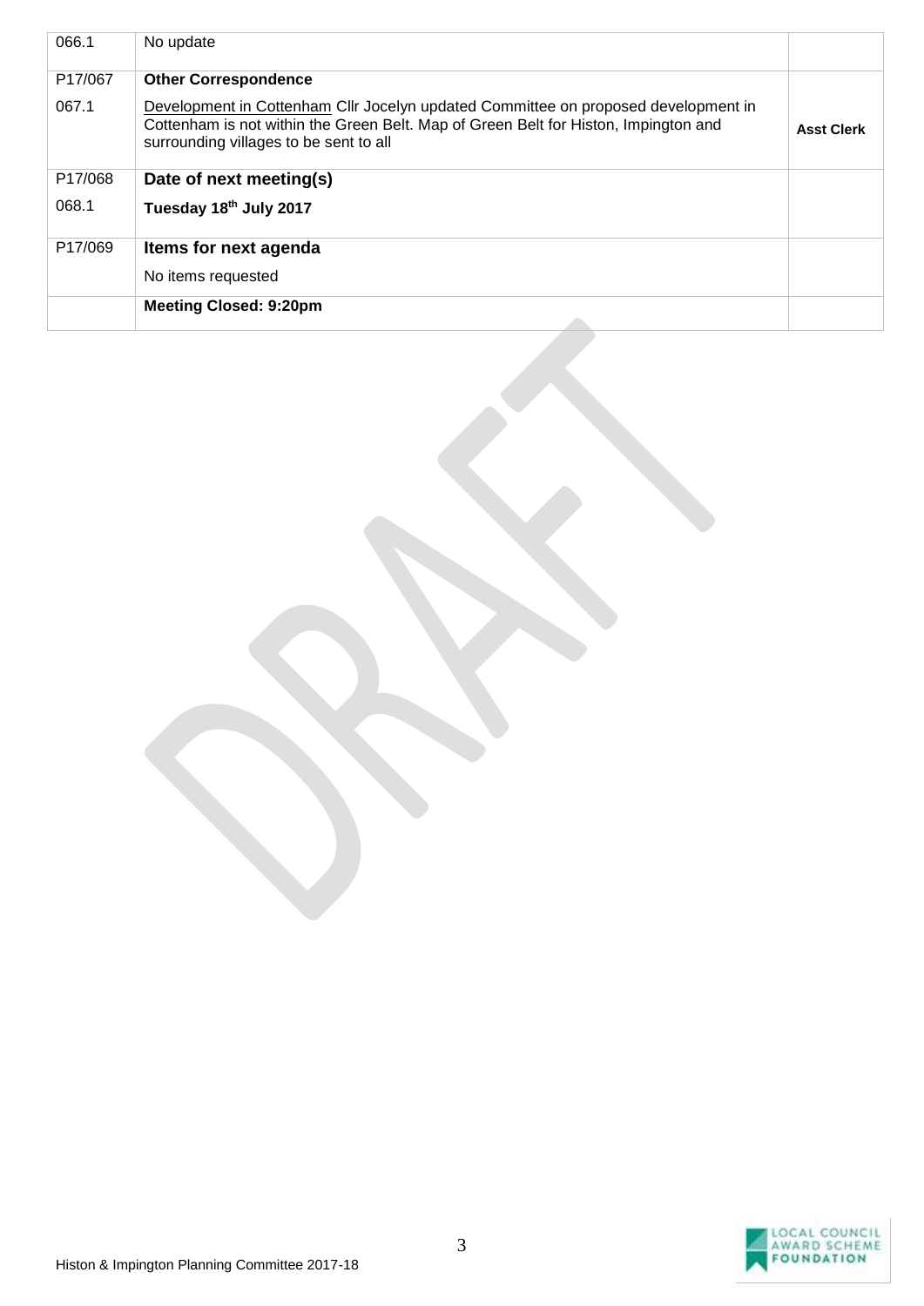| | | |
|---|---|---|
| 066.1 | No update | |
| P17/067 | **Other Correspondence** | |
| 067.1 | Development in Cottenham Cllr Jocelyn updated Committee on proposed development in Cottenham is not within the Green Belt. Map of Green Belt for Histon, Impington and surrounding villages to be sent to all | **Asst Clerk** |
| P17/068 | **Date of next meeting(s)** | |
| 068.1 | **Tuesday 18th July 2017** | |
| P17/069 | **Items for next agenda** | |
| | No items requested | |
| | **Meeting Closed: 9:20pm** | |

DRAFT